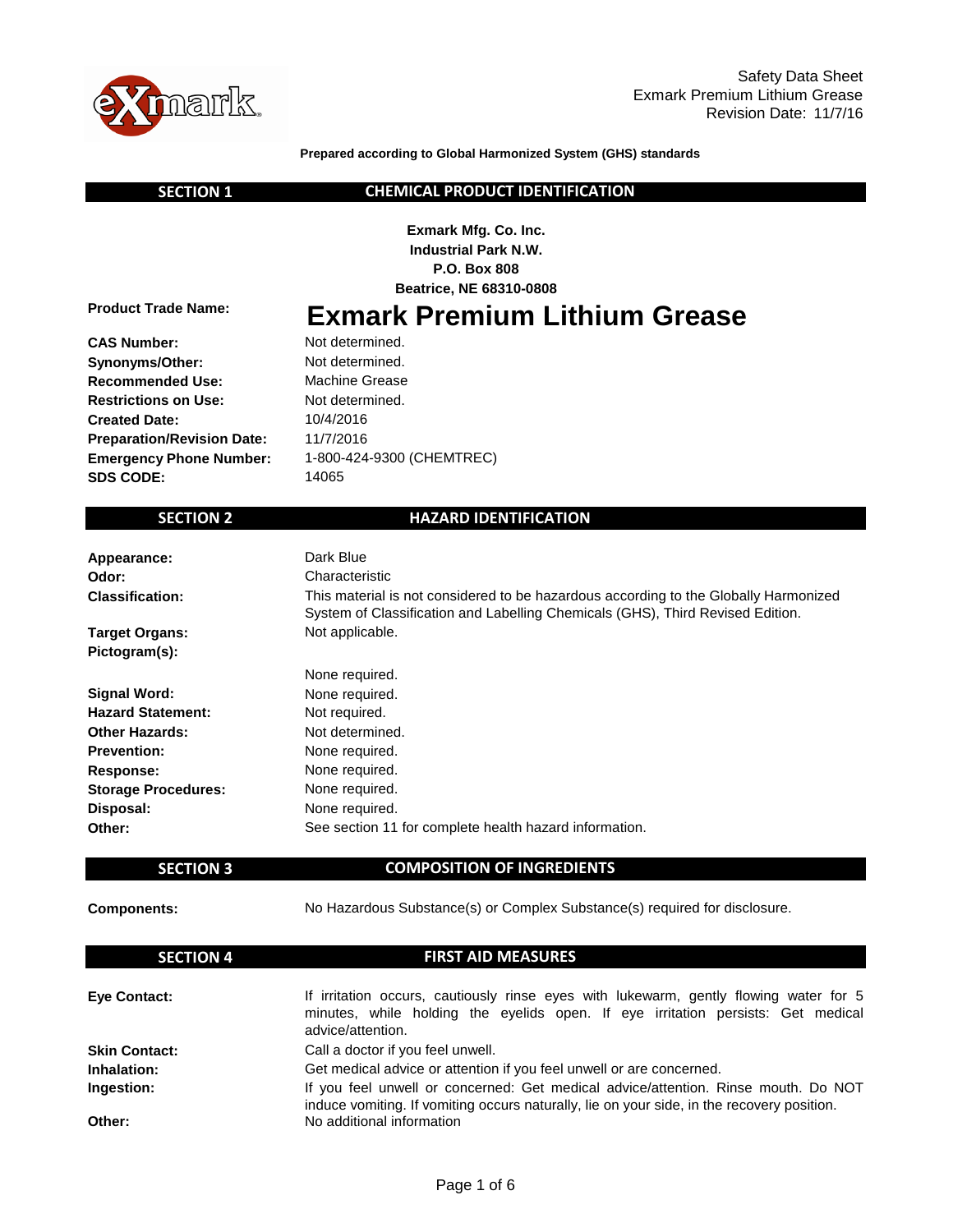Safety Data Sheet
Exmark Premium Lithium Grease
Revision Date: 11/7/16

**Prepared according to Global Harmonized System (GHS) standards**

## SECTION 1 — CHEMICAL PRODUCT IDENTIFICATION

**Exmark Mfg. Co. Inc.**
**Industrial Park N.W.**
**P.O. Box 808**
**Beatrice, NE 68310-0808**

**Product Trade Name:** **Exmark Premium Lithium Grease**

**CAS Number:** Not determined.
**Synonyms/Other:** Not determined.
**Recommended Use:** Machine Grease
**Restrictions on Use:** Not determined.
**Created Date:** 10/4/2016
**Preparation/Revision Date:** 11/7/2016
**Emergency Phone Number:** 1-800-424-9300 (CHEMTREC)
**SDS CODE:** 14065

## SECTION 2 — HAZARD IDENTIFICATION

**Appearance:** Dark Blue
**Odor:** Characteristic
**Classification:** This material is not considered to be hazardous according to the Globally Harmonized System of Classification and Labelling Chemicals (GHS), Third Revised Edition.
**Target Organs:** Not applicable.
**Pictogram(s):** None required.
**Signal Word:** None required.
**Hazard Statement:** Not required.
**Other Hazards:** Not determined.
**Prevention:** None required.
**Response:** None required.
**Storage Procedures:** None required.
**Disposal:** None required.
**Other:** See section 11 for complete health hazard information.

## SECTION 3 — COMPOSITION OF INGREDIENTS

**Components:** No Hazardous Substance(s) or Complex Substance(s) required for disclosure.

## SECTION 4 — FIRST AID MEASURES

**Eye Contact:** If irritation occurs, cautiously rinse eyes with lukewarm, gently flowing water for 5 minutes, while holding the eyelids open. If eye irritation persists: Get medical advice/attention.
**Skin Contact:** Call a doctor if you feel unwell.
**Inhalation:** Get medical advice or attention if you feel unwell or are concerned.
**Ingestion:** If you feel unwell or concerned: Get medical advice/attention. Rinse mouth. Do NOT induce vomiting. If vomiting occurs naturally, lie on your side, in the recovery position.
**Other:** No additional information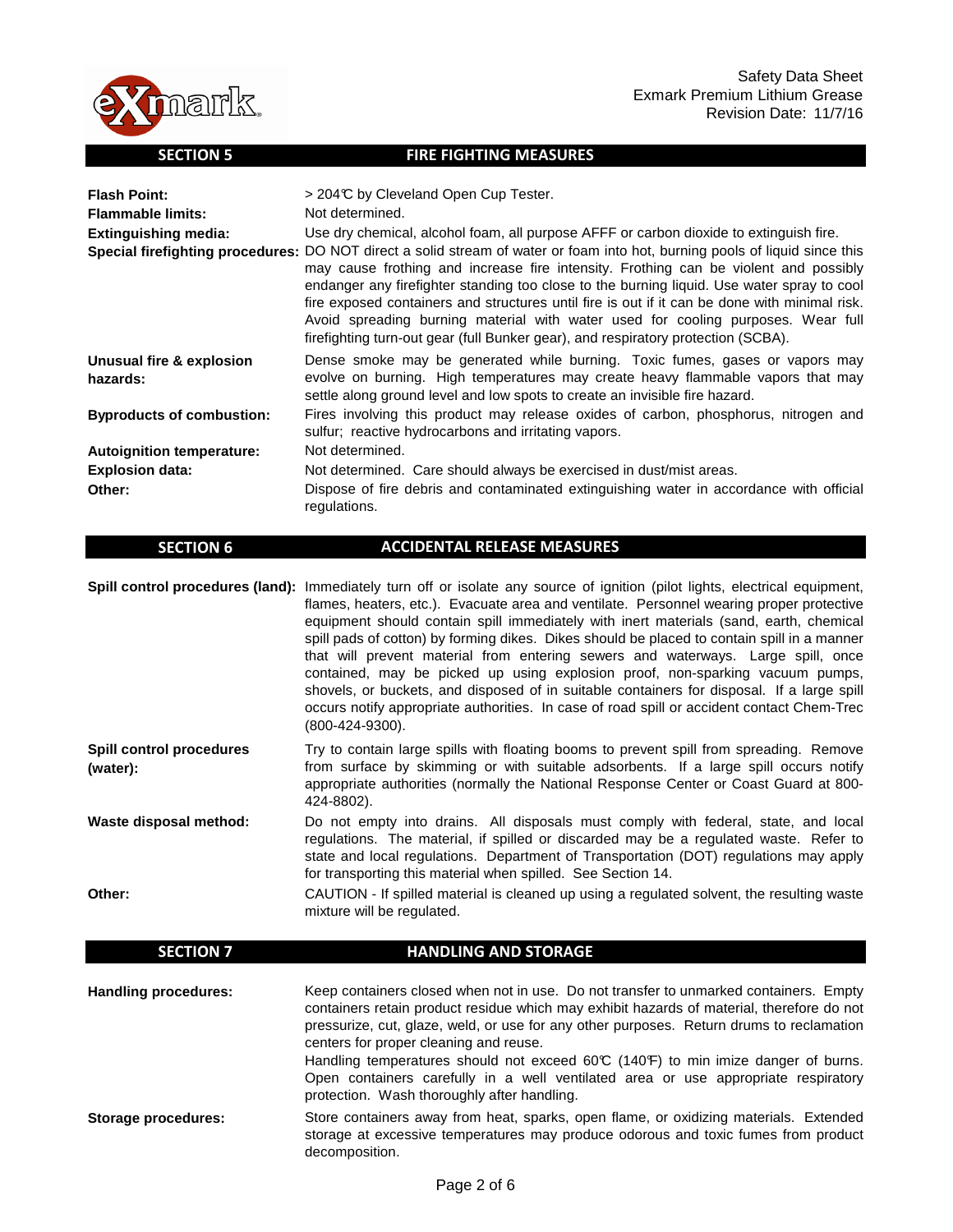## SECTION 5 FIRE FIGHTING MEASURES

**Flash Point:** > 204℃ by Cleveland Open Cup Tester.

**Flammable limits:** Not determined.

**Extinguishing media:** Use dry chemical, alcohol foam, all purpose AFFF or carbon dioxide to extinguish fire.

**Special firefighting procedures:** DO NOT direct a solid stream of water or foam into hot, burning pools of liquid since this may cause frothing and increase fire intensity. Frothing can be violent and possibly endanger any firefighter standing too close to the burning liquid. Use water spray to cool fire exposed containers and structures until fire is out if it can be done with minimal risk. Avoid spreading burning material with water used for cooling purposes. Wear full firefighting turn-out gear (full Bunker gear), and respiratory protection (SCBA).

**Unusual fire & explosion hazards:** Dense smoke may be generated while burning. Toxic fumes, gases or vapors may evolve on burning. High temperatures may create heavy flammable vapors that may settle along ground level and low spots to create an invisible fire hazard.

**Byproducts of combustion:** Fires involving this product may release oxides of carbon, phosphorus, nitrogen and sulfur; reactive hydrocarbons and irritating vapors.

**Autoignition temperature:** Not determined.

**Explosion data:** Not determined. Care should always be exercised in dust/mist areas.

**Other:** Dispose of fire debris and contaminated extinguishing water in accordance with official regulations.

## SECTION 6 ACCIDENTAL RELEASE MEASURES

**Spill control procedures (land):** Immediately turn off or isolate any source of ignition (pilot lights, electrical equipment, flames, heaters, etc.). Evacuate area and ventilate. Personnel wearing proper protective equipment should contain spill immediately with inert materials (sand, earth, chemical spill pads of cotton) by forming dikes. Dikes should be placed to contain spill in a manner that will prevent material from entering sewers and waterways. Large spill, once contained, may be picked up using explosion proof, non-sparking vacuum pumps, shovels, or buckets, and disposed of in suitable containers for disposal. If a large spill occurs notify appropriate authorities. In case of road spill or accident contact Chem-Trec (800-424-9300).

**Spill control procedures (water):** Try to contain large spills with floating booms to prevent spill from spreading. Remove from surface by skimming or with suitable adsorbents. If a large spill occurs notify appropriate authorities (normally the National Response Center or Coast Guard at 800-424-8802).

**Waste disposal method:** Do not empty into drains. All disposals must comply with federal, state, and local regulations. The material, if spilled or discarded may be a regulated waste. Refer to state and local regulations. Department of Transportation (DOT) regulations may apply for transporting this material when spilled. See Section 14.

**Other:** CAUTION - If spilled material is cleaned up using a regulated solvent, the resulting waste mixture will be regulated.

## SECTION 7 HANDLING AND STORAGE

**Handling procedures:** Keep containers closed when not in use. Do not transfer to unmarked containers. Empty containers retain product residue which may exhibit hazards of material, therefore do not pressurize, cut, glaze, weld, or use for any other purposes. Return drums to reclamation centers for proper cleaning and reuse.
Handling temperatures should not exceed 60℃ (140℉) to min imize danger of burns. Open containers carefully in a well ventilated area or use appropriate respiratory protection. Wash thoroughly after handling.

**Storage procedures:** Store containers away from heat, sparks, open flame, or oxidizing materials. Extended storage at excessive temperatures may produce odorous and toxic fumes from product decomposition.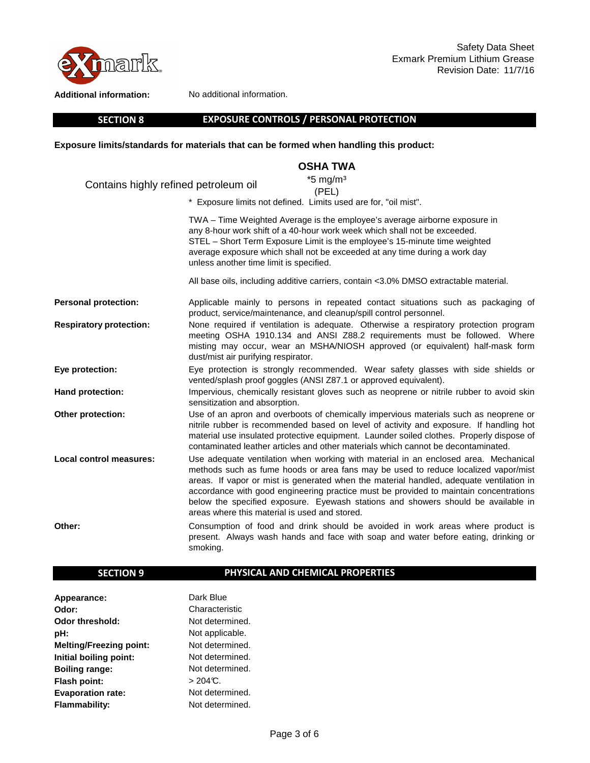| | |
|---|---|
| **Additional information:** | No additional information. |

## SECTION 8 EXPOSURE CONTROLS / PERSONAL PROTECTION

**Exposure limits/standards for materials that can be formed when handling this product:**

| | **OSHA TWA** |
|---|---|
| Contains highly refined petroleum oil | *5 $mg/m^3$ (PEL) |

* Exposure limits not defined. Limits used are for, "oil mist".

TWA – Time Weighted Average is the employee's average airborne exposure in any 8-hour work shift of a 40-hour work week which shall not be exceeded.
STEL – Short Term Exposure Limit is the employee's 15-minute time weighted average exposure which shall not be exceeded at any time during a work day unless another time limit is specified.

All base oils, including additive carriers, contain <3.0% DMSO extractable material.

| | |
|---|---|
| **Personal protection:** | Applicable mainly to persons in repeated contact situations such as packaging of product, service/maintenance, and cleanup/spill control personnel. |
| **Respiratory protection:** | None required if ventilation is adequate. Otherwise a respiratory protection program meeting OSHA 1910.134 and ANSI Z88.2 requirements must be followed. Where misting may occur, wear an MSHA/NIOSH approved (or equivalent) half-mask form dust/mist air purifying respirator. |
| **Eye protection:** | Eye protection is strongly recommended. Wear safety glasses with side shields or vented/splash proof goggles (ANSI Z87.1 or approved equivalent). |
| **Hand protection:** | Impervious, chemically resistant gloves such as neoprene or nitrile rubber to avoid skin sensitization and absorption. |
| **Other protection:** | Use of an apron and overboots of chemically impervious materials such as neoprene or nitrile rubber is recommended based on level of activity and exposure. If handling hot material use insulated protective equipment. Launder soiled clothes. Properly dispose of contaminated leather articles and other materials which cannot be decontaminated. |
| **Local control measures:** | Use adequate ventilation when working with material in an enclosed area. Mechanical methods such as fume hoods or area fans may be used to reduce localized vapor/mist areas. If vapor or mist is generated when the material handled, adequate ventilation in accordance with good engineering practice must be provided to maintain concentrations below the specified exposure. Eyewash stations and showers should be available in areas where this material is used and stored. |
| **Other:** | Consumption of food and drink should be avoided in work areas where product is present. Always wash hands and face with soap and water before eating, drinking or smoking. |

## SECTION 9 PHYSICAL AND CHEMICAL PROPERTIES

| | |
|---|---|
| **Appearance:** | Dark Blue |
| **Odor:** | Characteristic |
| **Odor threshold:** | Not determined. |
| **pH:** | Not applicable. |
| **Melting/Freezing point:** | Not determined. |
| **Initial boiling point:** | Not determined. |
| **Boiling range:** | Not determined. |
| **Flash point:** | > 204℃. |
| **Evaporation rate:** | Not determined. |
| **Flammability:** | Not determined. |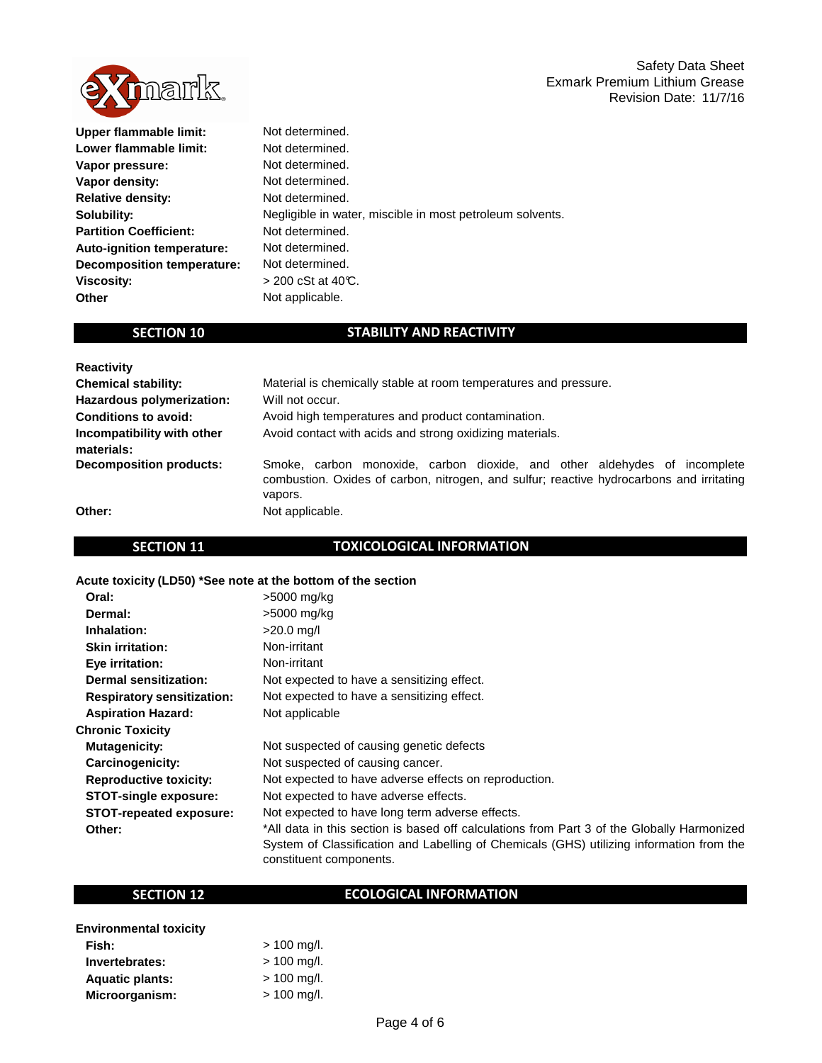| | |
|---|---|
| **Upper flammable limit:** | Not determined. |
| **Lower flammable limit:** | Not determined. |
| **Vapor pressure:** | Not determined. |
| **Vapor density:** | Not determined. |
| **Relative density:** | Not determined. |
| **Solubility:** | Negligible in water, miscible in most petroleum solvents. |
| **Partition Coefficient:** | Not determined. |
| **Auto-ignition temperature:** | Not determined. |
| **Decomposition temperature:** | Not determined. |
| **Viscosity:** | > 200 cSt at 40℃. |
| **Other** | Not applicable. |

## SECTION 10 STABILITY AND REACTIVITY

| | |
|---|---|
| **Reactivity** | |
| **Chemical stability:** | Material is chemically stable at room temperatures and pressure. |
| **Hazardous polymerization:** | Will not occur. |
| **Conditions to avoid:** | Avoid high temperatures and product contamination. |
| **Incompatibility with other materials:** | Avoid contact with acids and strong oxidizing materials. |
| **Decomposition products:** | Smoke, carbon monoxide, carbon dioxide, and other aldehydes of incomplete combustion. Oxides of carbon, nitrogen, and sulfur; reactive hydrocarbons and irritating vapors. |
| **Other:** | Not applicable. |

## SECTION 11 TOXICOLOGICAL INFORMATION

**Acute toxicity (LD50) *See note at the bottom of the section**

| | |
|---|---|
| **Oral:** | >5000 mg/kg |
| **Dermal:** | >5000 mg/kg |
| **Inhalation:** | >20.0 mg/l |
| **Skin irritation:** | Non-irritant |
| **Eye irritation:** | Non-irritant |
| **Dermal sensitization:** | Not expected to have a sensitizing effect. |
| **Respiratory sensitization:** | Not expected to have a sensitizing effect. |
| **Aspiration Hazard:** | Not applicable |
| **Chronic Toxicity** | |
| **Mutagenicity:** | Not suspected of causing genetic defects |
| **Carcinogenicity:** | Not suspected of causing cancer. |
| **Reproductive toxicity:** | Not expected to have adverse effects on reproduction. |
| **STOT-single exposure:** | Not expected to have adverse effects. |
| **STOT-repeated exposure:** | Not expected to have long term adverse effects. |
| **Other:** | *All data in this section is based off calculations from Part 3 of the Globally Harmonized System of Classification and Labelling of Chemicals (GHS) utilizing information from the constituent components. |

## SECTION 12 ECOLOGICAL INFORMATION

**Environmental toxicity**

| | |
|---|---|
| **Fish:** | > 100 mg/l. |
| **Invertebrates:** | > 100 mg/l. |
| **Aquatic plants:** | > 100 mg/l. |
| **Microorganism:** | > 100 mg/l. |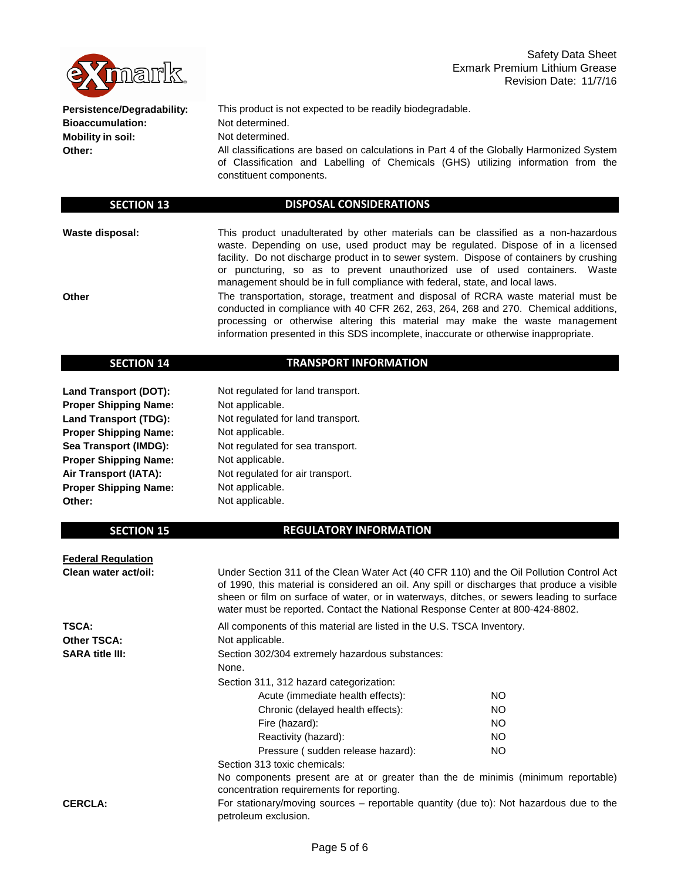**Persistence/Degradability:** This product is not expected to be readily biodegradable.

**Bioaccumulation:** Not determined.

**Mobility in soil:** Not determined.

**Other:** All classifications are based on calculations in Part 4 of the Globally Harmonized System of Classification and Labelling of Chemicals (GHS) utilizing information from the constituent components.

## SECTION 13 DISPOSAL CONSIDERATIONS

**Waste disposal:** This product unadulterated by other materials can be classified as a non-hazardous waste. Depending on use, used product may be regulated. Dispose of in a licensed facility. Do not discharge product in to sewer system. Dispose of containers by crushing or puncturing, so as to prevent unauthorized use of used containers. Waste management should be in full compliance with federal, state, and local laws.

**Other** The transportation, storage, treatment and disposal of RCRA waste material must be conducted in compliance with 40 CFR 262, 263, 264, 268 and 270. Chemical additions, processing or otherwise altering this material may make the waste management information presented in this SDS incomplete, inaccurate or otherwise inappropriate.

## SECTION 14 TRANSPORT INFORMATION

**Land Transport (DOT):** Not regulated for land transport.

**Proper Shipping Name:** Not applicable.

**Land Transport (TDG):** Not regulated for land transport.

**Proper Shipping Name:** Not applicable.

**Sea Transport (IMDG):** Not regulated for sea transport.

**Proper Shipping Name:** Not applicable.

**Air Transport (IATA):** Not regulated for air transport.

**Proper Shipping Name:** Not applicable.

**Other:** Not applicable.

## SECTION 15 REGULATORY INFORMATION

**Federal Regulation**

**Clean water act/oil:** Under Section 311 of the Clean Water Act (40 CFR 110) and the Oil Pollution Control Act of 1990, this material is considered an oil. Any spill or discharges that produce a visible sheen or film on surface of water, or in waterways, ditches, or sewers leading to surface water must be reported. Contact the National Response Center at 800-424-8802.

**TSCA:** All components of this material are listed in the U.S. TSCA Inventory.

**Other TSCA:** Not applicable.

**SARA title III:** Section 302/304 extremely hazardous substances:

None.

Section 311, 312 hazard categorization:

| | |
|---|---|
| Acute (immediate health effects): | NO |
| Chronic (delayed health effects): | NO |
| Fire (hazard): | NO |
| Reactivity (hazard): | NO |
| Pressure ( sudden release hazard): | NO |

Section 313 toxic chemicals:

No components present are at or greater than the de minimis (minimum reportable) concentration requirements for reporting.

**CERCLA:** For stationary/moving sources – reportable quantity (due to): Not hazardous due to the petroleum exclusion.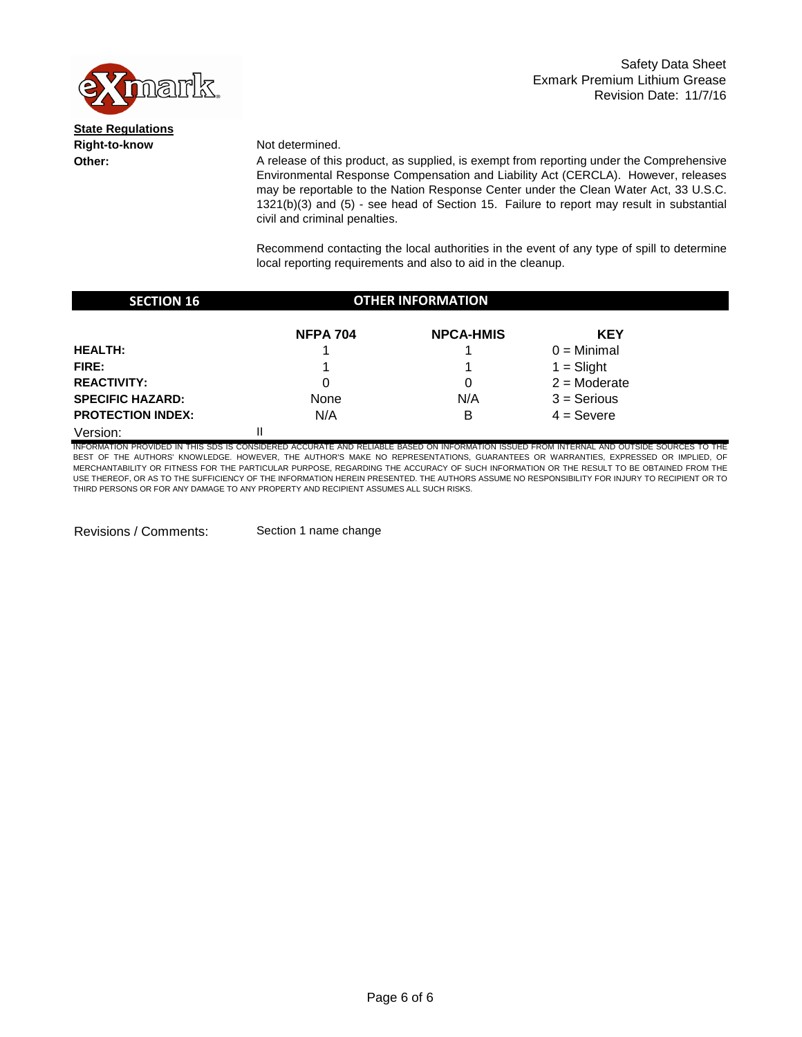**State Regulations**

**Right-to-know** Not determined.

**Other:** A release of this product, as supplied, is exempt from reporting under the Comprehensive Environmental Response Compensation and Liability Act (CERCLA). However, releases may be reportable to the Nation Response Center under the Clean Water Act, 33 U.S.C. 1321(b)(3) and (5) - see head of Section 15. Failure to report may result in substantial civil and criminal penalties.

Recommend contacting the local authorities in the event of any type of spill to determine local reporting requirements and also to aid in the cleanup.

## SECTION 16 OTHER INFORMATION

| | NFPA 704 | NPCA-HMIS | KEY |
|---|---|---|---|
| **HEALTH:** | 1 | 1 | 0 = Minimal |
| **FIRE:** | 1 | 1 | 1 = Slight |
| **REACTIVITY:** | 0 | 0 | 2 = Moderate |
| **SPECIFIC HAZARD:** | None | N/A | 3 = Serious |
| **PROTECTION INDEX:** | N/A | B | 4 = Severe |

Version: II

INFORMATION PROVIDED IN THIS SDS IS CONSIDERED ACCURATE AND RELIABLE BASED ON INFORMATION ISSUED FROM INTERNAL AND OUTSIDE SOURCES TO THE BEST OF THE AUTHORS' KNOWLEDGE. HOWEVER, THE AUTHOR'S MAKE NO REPRESENTATIONS, GUARANTEES OR WARRANTIES, EXPRESSED OR IMPLIED, OF MERCHANTABILITY OR FITNESS FOR THE PARTICULAR PURPOSE, REGARDING THE ACCURACY OF SUCH INFORMATION OR THE RESULT TO BE OBTAINED FROM THE USE THEREOF, OR AS TO THE SUFFICIENCY OF THE INFORMATION HEREIN PRESENTED. THE AUTHORS ASSUME NO RESPONSIBILITY FOR INJURY TO RECIPIENT OR TO THIRD PERSONS OR FOR ANY DAMAGE TO ANY PROPERTY AND RECIPIENT ASSUMES ALL SUCH RISKS.

Revisions / Comments: Section 1 name change